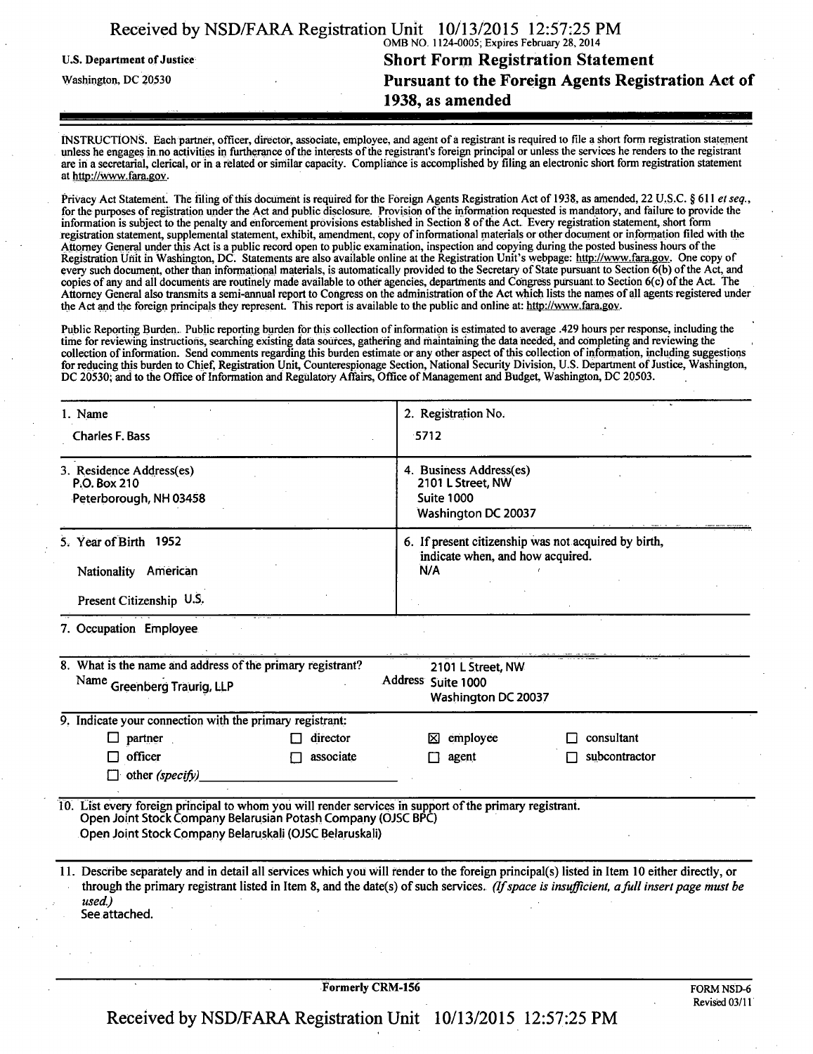U.S. Department of Justice
Washington, DC 20530

OMB NO. 1124-0005; Expires February 28, 2014

# Short Form Registration Statement Pursuant to the Foreign Agents Registration Act of 1938, as amended

INSTRUCTIONS. Each partner, officer, director, associate, employee, and agent of a registrant is required to file a short form registration statement unless he engages in no activities in furtherance of the interests of the registrant's foreign principal or unless the services he renders to the registrant are in a secretarial, clerical, or in a related or similar capacity. Compliance is accomplished by filing an electronic short form registration statement at http://www.fara.gov.

Privacy Act Statement. The filing of this document is required for the Foreign Agents Registration Act of 1938, as amended, 22 U.S.C. § 611 *et seq.*, for the purposes of registration under the Act and public disclosure. Provision of the information requested is mandatory, and failure to provide the information is subject to the penalty and enforcement provisions established in Section 8 of the Act. Every registration statement, short form registration statement, supplemental statement, exhibit, amendment, copy of informational materials or other document or information filed with the Attorney General under this Act is a public record open to public examination, inspection and copying during the posted business hours of the Registration Unit in Washington, DC. Statements are also available online at the Registration Unit's webpage: http://www.fara.gov. One copy of every such document, other than informational materials, is automatically provided to the Secretary of State pursuant to Section 6(b) of the Act, and copies of any and all documents are routinely made available to other agencies, departments and Congress pursuant to Section 6(c) of the Act. The Attorney General also transmits a semi-annual report to Congress on the administration of the Act which lists the names of all agents registered under the Act and the foreign principals they represent. This report is available to the public and online at: http://www.fara.gov.

Public Reporting Burden. Public reporting burden for this collection of information is estimated to average .429 hours per response, including the time for reviewing instructions, searching existing data sources, gathering and maintaining the data needed, and completing and reviewing the collection of information. Send comments regarding this burden estimate or any other aspect of this collection of information, including suggestions for reducing this burden to Chief, Registration Unit, Counterespionage Section, National Security Division, U.S. Department of Justice, Washington, DC 20530; and to the Office of Information and Regulatory Affairs, Office of Management and Budget, Washington, DC 20503.

| | |
|---|---|
| 1. Name<br>Charles F. Bass | 2. Registration No.<br>5712 |
| 3. Residence Address(es)<br>P.O. Box 210<br>Peterborough, NH 03458 | 4. Business Address(es)<br>2101 L Street, NW<br>Suite 1000<br>Washington DC 20037 |
| 5. Year of Birth 1952<br>Nationality American<br>Present Citizenship U.S. | 6. If present citizenship was not acquired by birth, indicate when, and how acquired.<br>N/A |

7. Occupation Employee

8. What is the name and address of the primary registrant?
Name Greenberg Traurig, LLP
Address 2101 L Street, NW, Suite 1000, Washington DC 20037

9. Indicate your connection with the primary registrant:

- ☐ partner
- ☐ director
- ☒ employee
- ☐ consultant
- ☐ officer
- ☐ associate
- ☐ agent
- ☐ subcontractor
- ☐ other *(specify)* ______

10. List every foreign principal to whom you will render services in support of the primary registrant.
Open Joint Stock Company Belarusian Potash Company (OJSC BPC)
Open Joint Stock Company Belaruskali (OJSC Belaruskali)

11. Describe separately and in detail all services which you will render to the foreign principal(s) listed in Item 10 either directly, or through the primary registrant listed in Item 8, and the date(s) of such services. *(If space is insufficient, a full insert page must be used.)*
See attached.

Formerly CRM-156

FORM NSD-6
Revised 03/11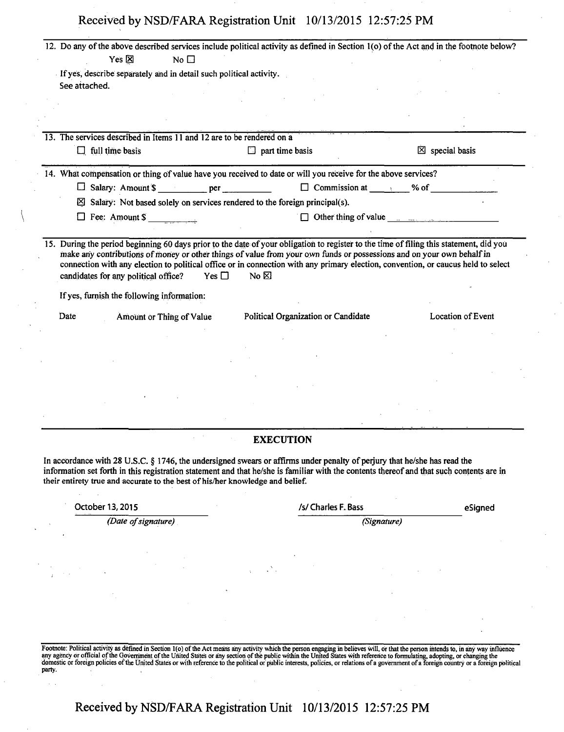12. Do any of the above described services include political activity as defined in Section 1(o) of the Act and in the footnote below?

Yes ☒ No ☐

If yes, describe separately and in detail such political activity.

See attached.

13. The services described in Items 11 and 12 are to be rendered on a

☐ full time basis ☐ part time basis ☒ special basis

14. What compensation or thing of value have you received to date or will you receive for the above services?

☐ Salary: Amount $ __________ per __________ ☐ Commission at ______ % of __________

☒ Salary: Not based solely on services rendered to the foreign principal(s).

☐ Fee: Amount $ __________ ☐ Other thing of value __________

15. During the period beginning 60 days prior to the date of your obligation to register to the time of filing this statement, did you make any contributions of money or other things of value from your own funds or possessions and on your own behalf in connection with any election to political office or in connection with any primary election, convention, or caucus held to select candidates for any political office? Yes ☐ No ☒

If yes, furnish the following information:

| Date | Amount or Thing of Value | Political Organization or Candidate | Location of Event |
|---|---|---|---|

## EXECUTION

In accordance with 28 U.S.C. § 1746, the undersigned swears or affirms under penalty of perjury that he/she has read the information set forth in this registration statement and that he/she is familiar with the contents thereof and that such contents are in their entirety true and accurate to the best of his/her knowledge and belief.

October 13, 2015
*(Date of signature)*

/s/ Charles F. Bass eSigned
*(Signature)*

Footnote: Political activity as defined in Section 1(o) of the Act means any activity which the person engaging in believes will, or that the person intends to, in any way influence any agency or official of the Government of the United States or any section of the public within the United States with reference to formulating, adopting, or changing the domestic or foreign policies of the United States or with reference to the political or public interests, policies, or relations of a government of a foreign country or a foreign political party.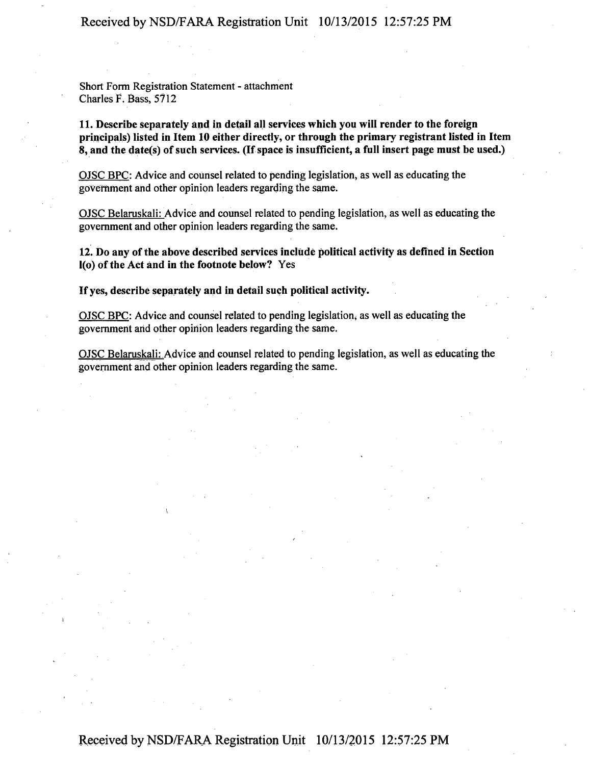Short Form Registration Statement - attachment
Charles F. Bass, 5712

**11. Describe separately and in detail all services which you will render to the foreign principals) listed in Item 10 either directly, or through the primary registrant listed in Item 8, and the date(s) of such services. (If space is insufficient, a full insert page must be used.)**

OJSC BPC: Advice and counsel related to pending legislation, as well as educating the government and other opinion leaders regarding the same.

OJSC Belaruskali: Advice and counsel related to pending legislation, as well as educating the government and other opinion leaders regarding the same.

**12. Do any of the above described services include political activity as defined in Section l(o) of the Act and in the footnote below?** Yes

**If yes, describe separately and in detail such political activity.**

OJSC BPC: Advice and counsel related to pending legislation, as well as educating the government and other opinion leaders regarding the same.

OJSC Belaruskali: Advice and counsel related to pending legislation, as well as educating the government and other opinion leaders regarding the same.